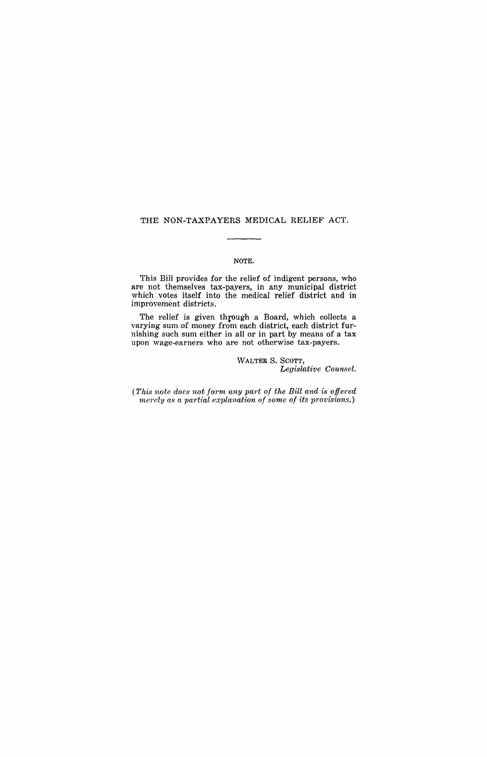# THE NON-TAXPAYERS MEDICAL RELIEF ACT.

## NOTE.

This Bill provides for the relief of indigent persons, who are not themselves tax-payers, in any municipal district which votes itself into the medical relief district and in improvement districts.

The relief is given through a Board, which collects a varying sum of money from each district, each district furnishing such sum either in all or in part by means of a tax upon wage-earners who are not otherwise tax-payers.

WALTER S. SCOTT,
*Legislative Counsel.*

*(This note does not form any part of the Bill and is offered merely as a partial explanation of some of its provisions.)*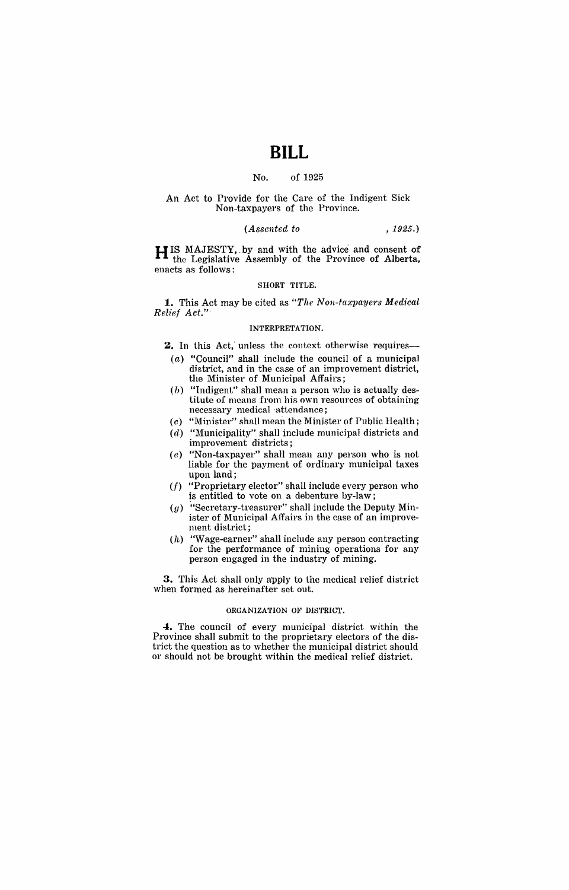# BILL

No. of 1925

An Act to Provide for the Care of the Indigent Sick Non-taxpayers of the Province.

*(Assented to , 1925.)*

HIS MAJESTY, by and with the advice and consent of the Legislative Assembly of the Province of Alberta, enacts as follows:

SHORT TITLE.

**1.** This Act may be cited as *"The Non-taxpayers Medical Relief Act."*

INTERPRETATION.

**2.** In this Act, unless the context otherwise requires—

(*a*) "Council" shall include the council of a municipal district, and in the case of an improvement district, the Minister of Municipal Affairs;

(*b*) "Indigent" shall mean a person who is actually destitute of means from his own resources of obtaining necessary medical attendance;

(*c*) "Minister" shall mean the Minister of Public Health;

(*d*) "Municipality" shall include municipal districts and improvement districts;

(*e*) "Non-taxpayer" shall mean any person who is not liable for the payment of ordinary municipal taxes upon land;

(*f*) "Proprietary elector" shall include every person who is entitled to vote on a debenture by-law;

(*g*) "Secretary-treasurer" shall include the Deputy Minister of Municipal Affairs in the case of an improvement district;

(*h*) "Wage-earner" shall include any person contracting for the performance of mining operations for any person engaged in the industry of mining.

**3.** This Act shall only apply to the medical relief district when formed as hereinafter set out.

ORGANIZATION OF DISTRICT.

**4.** The council of every municipal district within the Province shall submit to the proprietary electors of the district the question as to whether the municipal district should or should not be brought within the medical relief district.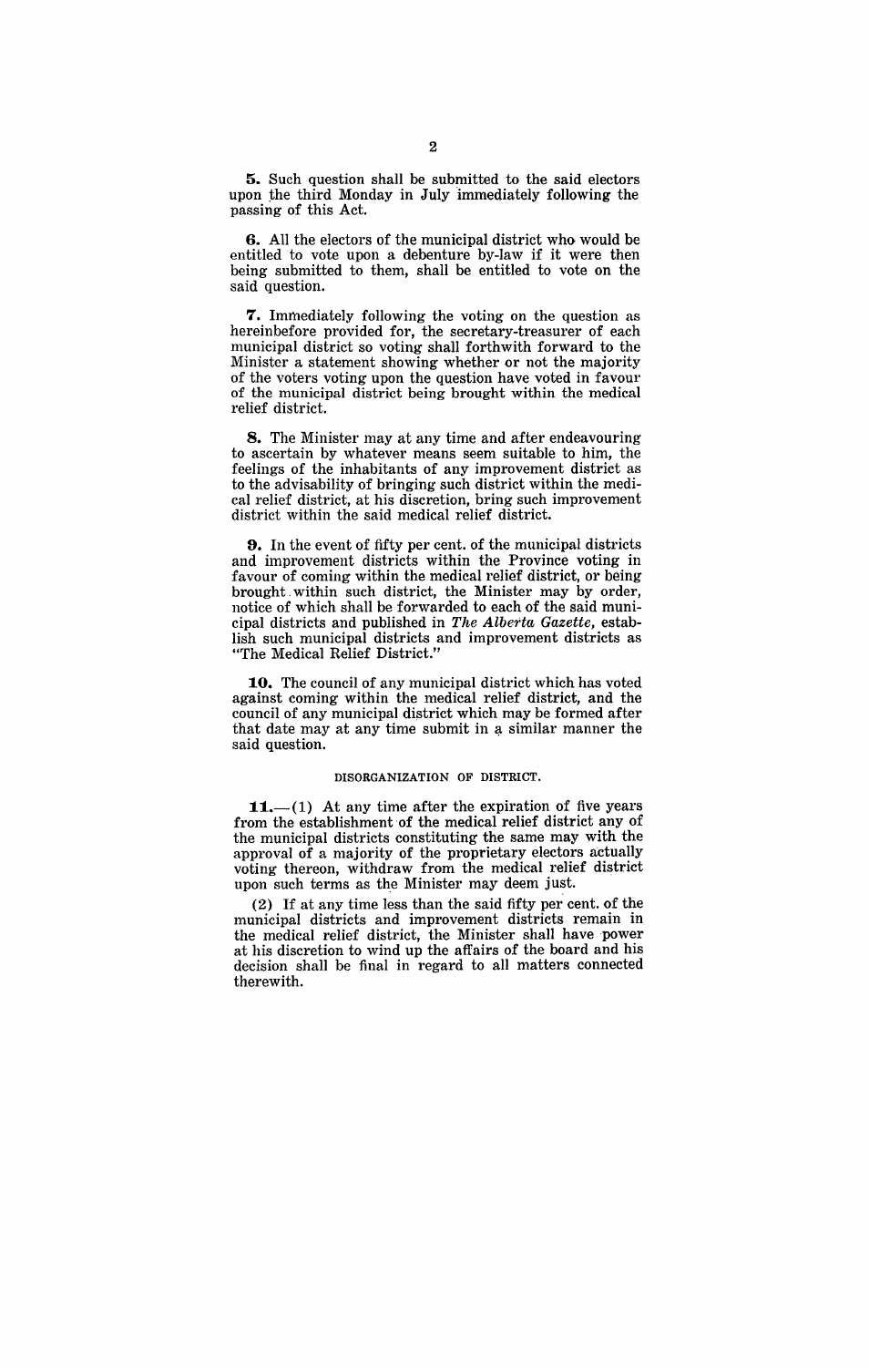**5.** Such question shall be submitted to the said electors upon the third Monday in July immediately following the passing of this Act.

**6.** All the electors of the municipal district who would be entitled to vote upon a debenture by-law if it were then being submitted to them, shall be entitled to vote on the said question.

**7.** Immediately following the voting on the question as hereinbefore provided for, the secretary-treasurer of each municipal district so voting shall forthwith forward to the Minister a statement showing whether or not the majority of the voters voting upon the question have voted in favour of the municipal district being brought within the medical relief district.

**8.** The Minister may at any time and after endeavouring to ascertain by whatever means seem suitable to him, the feelings of the inhabitants of any improvement district as to the advisability of bringing such district within the medical relief district, at his discretion, bring such improvement district within the said medical relief district.

**9.** In the event of fifty per cent. of the municipal districts and improvement districts within the Province voting in favour of coming within the medical relief district, or being brought within such district, the Minister may by order, notice of which shall be forwarded to each of the said municipal districts and published in *The Alberta Gazette*, establish such municipal districts and improvement districts as "The Medical Relief District."

**10.** The council of any municipal district which has voted against coming within the medical relief district, and the council of any municipal district which may be formed after that date may at any time submit in a similar manner the said question.

DISORGANIZATION OF DISTRICT.

**11.**—(1) At any time after the expiration of five years from the establishment of the medical relief district any of the municipal districts constituting the same may with the approval of a majority of the proprietary electors actually voting thereon, withdraw from the medical relief district upon such terms as the Minister may deem just.

(2) If at any time less than the said fifty per cent. of the municipal districts and improvement districts remain in the medical relief district, the Minister shall have power at his discretion to wind up the affairs of the board and his decision shall be final in regard to all matters connected therewith.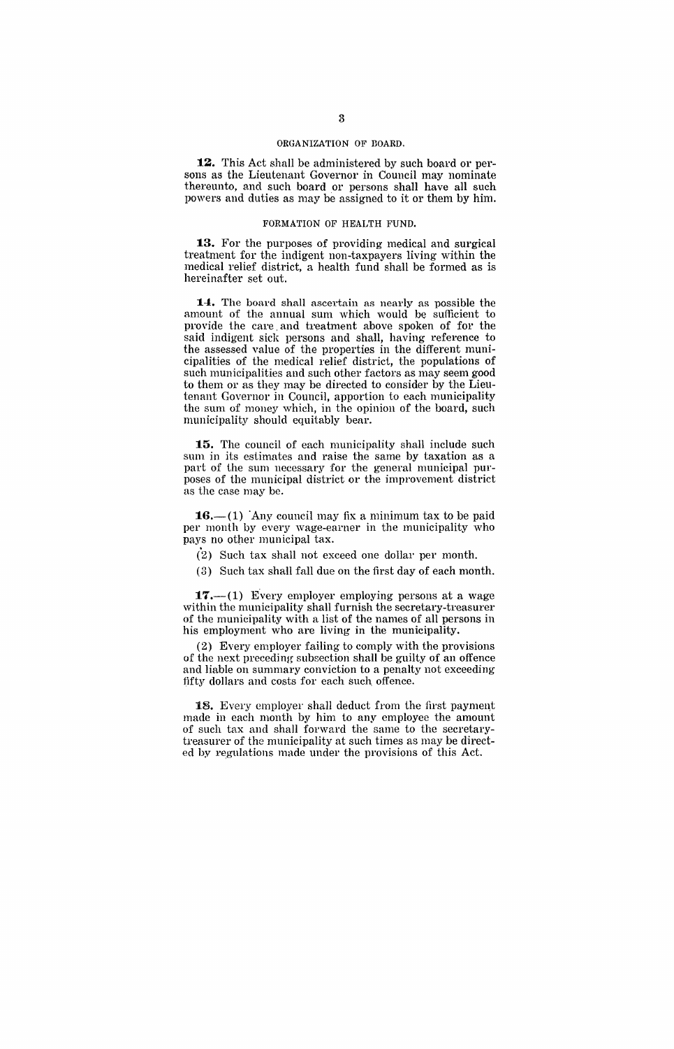## ORGANIZATION OF BOARD.

**12.** This Act shall be administered by such board or persons as the Lieutenant Governor in Council may nominate thereunto, and such board or persons shall have all such powers and duties as may be assigned to it or them by him.

## FORMATION OF HEALTH FUND.

**13.** For the purposes of providing medical and surgical treatment for the indigent non-taxpayers living within the medical relief district, a health fund shall be formed as is hereinafter set out.

**14.** The board shall ascertain as nearly as possible the amount of the annual sum which would be sufficient to provide the care and treatment above spoken of for the said indigent sick persons and shall, having reference to the assessed value of the properties in the different municipalities of the medical relief district, the populations of such municipalities and such other factors as may seem good to them or as they may be directed to consider by the Lieutenant Governor in Council, apportion to each municipality the sum of money which, in the opinion of the board, such municipality should equitably bear.

**15.** The council of each municipality shall include such sum in its estimates and raise the same by taxation as a part of the sum necessary for the general municipal purposes of the municipal district or the improvement district as the case may be.

**16.**—(1) Any council may fix a minimum tax to be paid per month by every wage-earner in the municipality who pays no other municipal tax.

(2) Such tax shall not exceed one dollar per month.

(3) Such tax shall fall due on the first day of each month.

**17.**—(1) Every employer employing persons at a wage within the municipality shall furnish the secretary-treasurer of the municipality with a list of the names of all persons in his employment who are living in the municipality.

(2) Every employer failing to comply with the provisions of the next preceding subsection shall be guilty of an offence and liable on summary conviction to a penalty not exceeding fifty dollars and costs for each such offence.

**18.** Every employer shall deduct from the first payment made in each month by him to any employee the amount of such tax and shall forward the same to the secretary-treasurer of the municipality at such times as may be directed by regulations made under the provisions of this Act.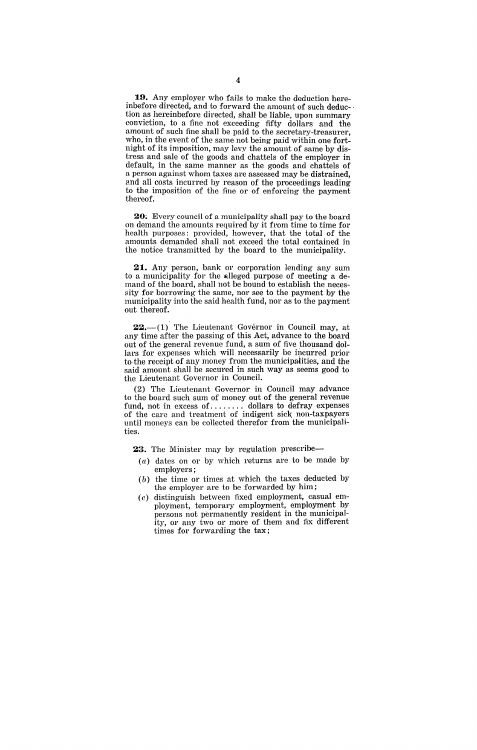**19.** Any employer who fails to make the deduction hereinbefore directed, and to forward the amount of such deduction as hereinbefore directed, shall be liable, upon summary conviction, to a fine not exceeding fifty dollars and the amount of such fine shall be paid to the secretary-treasurer, who, in the event of the same not being paid within one fortnight of its imposition, may levy the amount of same by distress and sale of the goods and chattels of the employer in default, in the same manner as the goods and chattels of a person against whom taxes are assessed may be distrained, and all costs incurred by reason of the proceedings leading to the imposition of the fine or of enforcing the payment thereof.

**20.** Every council of a municipality shall pay to the board on demand the amounts required by it from time to time for health purposes: provided, however, that the total of the amounts demanded shall not exceed the total contained in the notice transmitted by the board to the municipality.

**21.** Any person, bank or corporation lending any sum to a municipality for the alleged purpose of meeting a demand of the board, shall not be bound to establish the necessity for borrowing the same, nor see to the payment by the municipality into the said health fund, nor as to the payment out thereof.

**22.**—(1) The Lieutenant Governor in Council may, at any time after the passing of this Act, advance to the board out of the general revenue fund, a sum of five thousand dollars for expenses which will necessarily be incurred prior to the receipt of any money from the municipalities, and the said amount shall be secured in such way as seems good to the Lieutenant Governor in Council.

(2) The Lieutenant Governor in Council may advance to the board such sum of money out of the general revenue fund, not in excess of........ dollars to defray expenses of the care and treatment of indigent sick non-taxpayers until moneys can be collected therefor from the municipalities.

**23.** The Minister may by regulation prescribe—

(*a*) dates on or by which returns are to be made by employers;

(*b*) the time or times at which the taxes deducted by the employer are to be forwarded by him;

(*c*) distinguish between fixed employment, casual employment, temporary employment, employment by persons not permanently resident in the municipality, or any two or more of them and fix different times for forwarding the tax;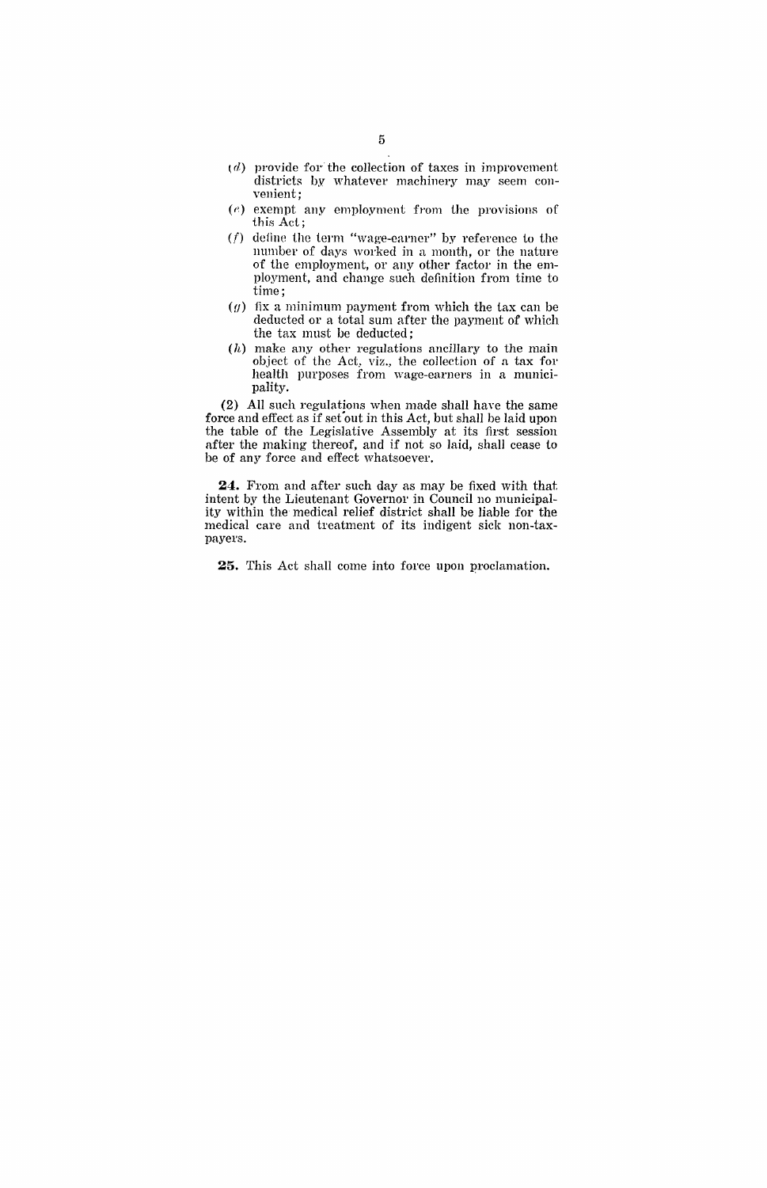(*d*) provide for the collection of taxes in improvement districts by whatever machinery may seem convenient;

(*e*) exempt any employment from the provisions of this Act;

(*f*) define the term "wage-earner" by reference to the number of days worked in a month, or the nature of the employment, or any other factor in the employment, and change such definition from time to time;

(*g*) fix a minimum payment from which the tax can be deducted or a total sum after the payment of which the tax must be deducted;

(*h*) make any other regulations ancillary to the main object of the Act, viz., the collection of a tax for health purposes from wage-earners in a municipality.

(2) All such regulations when made shall have the same force and effect as if set out in this Act, but shall be laid upon the table of the Legislative Assembly at its first session after the making thereof, and if not so laid, shall cease to be of any force and effect whatsoever.

**24.** From and after such day as may be fixed with that intent by the Lieutenant Governor in Council no municipality within the medical relief district shall be liable for the medical care and treatment of its indigent sick non-taxpayers.

**25.** This Act shall come into force upon proclamation.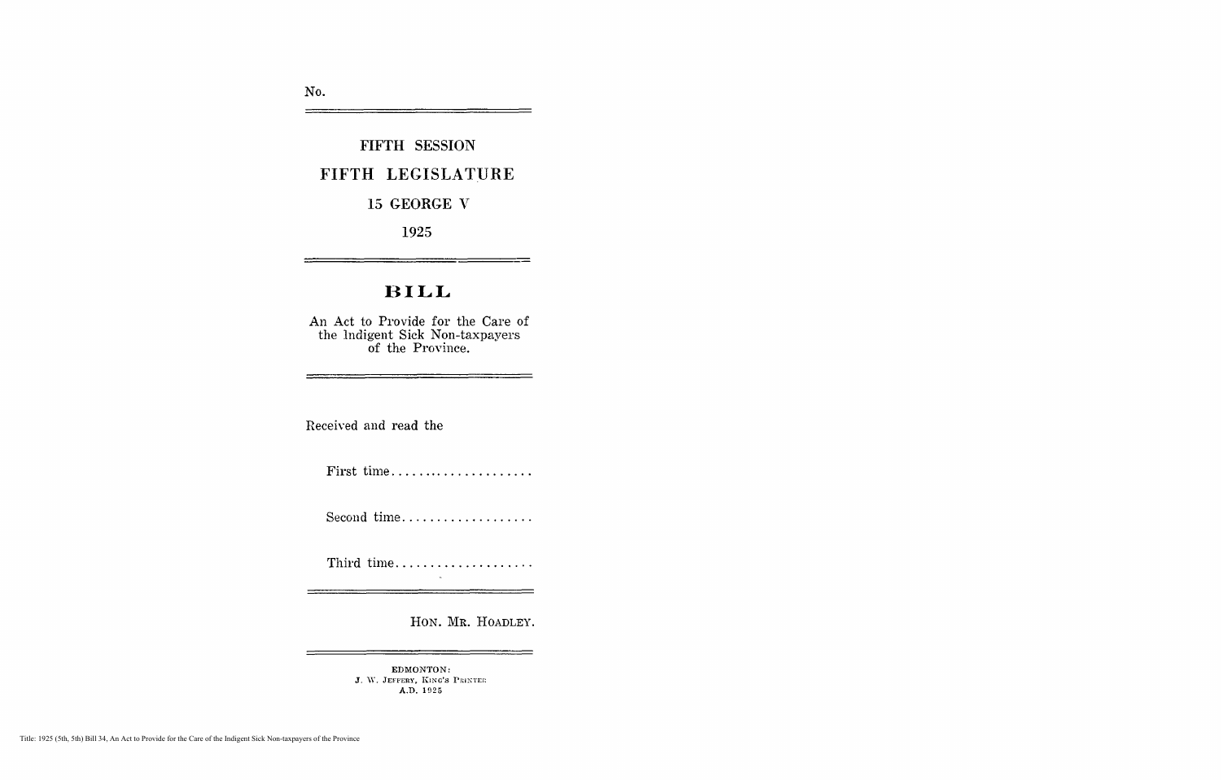No.

FIFTH SESSION

FIFTH LEGISLATURE

15 GEORGE V

1925

# BILL

An Act to Provide for the Care of the Indigent Sick Non-taxpayers of the Province.

Received and read the

First time....................

Second time..................

Third time...................

HON. MR. HOADLEY.

EDMONTON:
J. W. JEFFERY, KING'S PRINTER
A.D. 1925

Title: 1925 (5th, 5th) Bill 34, An Act to Provide for the Care of the Indigent Sick Non-taxpayers of the Province